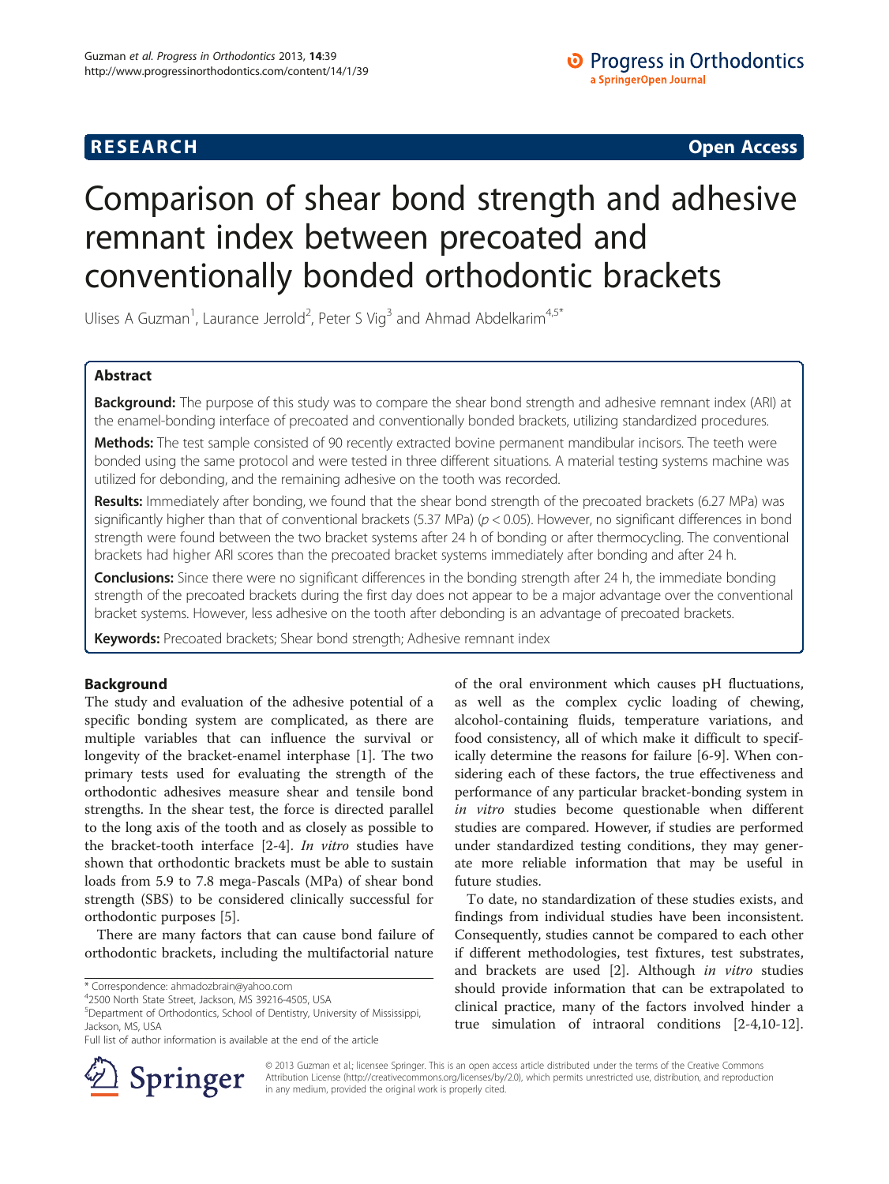**RESEARCH** **Open Access**

# Comparison of shear bond strength and adhesive remnant index between precoated and conventionally bonded orthodontic brackets

Ulises A Guzman[1], Laurance Jerrold[2], Peter S Vig[3] and Ahmad Abdelkarim[4,5*]

## Abstract

**Background:** The purpose of this study was to compare the shear bond strength and adhesive remnant index (ARI) at the enamel-bonding interface of precoated and conventionally bonded brackets, utilizing standardized procedures.

**Methods:** The test sample consisted of 90 recently extracted bovine permanent mandibular incisors. The teeth were bonded using the same protocol and were tested in three different situations. A material testing systems machine was utilized for debonding, and the remaining adhesive on the tooth was recorded.

**Results:** Immediately after bonding, we found that the shear bond strength of the precoated brackets (6.27 MPa) was significantly higher than that of conventional brackets (5.37 MPa) ($p < 0.05$). However, no significant differences in bond strength were found between the two bracket systems after 24 h of bonding or after thermocycling. The conventional brackets had higher ARI scores than the precoated bracket systems immediately after bonding and after 24 h.

**Conclusions:** Since there were no significant differences in the bonding strength after 24 h, the immediate bonding strength of the precoated brackets during the first day does not appear to be a major advantage over the conventional bracket systems. However, less adhesive on the tooth after debonding is an advantage of precoated brackets.

**Keywords:** Precoated brackets; Shear bond strength; Adhesive remnant index

## Background

The study and evaluation of the adhesive potential of a specific bonding system are complicated, as there are multiple variables that can influence the survival or longevity of the bracket-enamel interphase [1]. The two primary tests used for evaluating the strength of the orthodontic adhesives measure shear and tensile bond strengths. In the shear test, the force is directed parallel to the long axis of the tooth and as closely as possible to the bracket-tooth interface [2-4]. *In vitro* studies have shown that orthodontic brackets must be able to sustain loads from 5.9 to 7.8 mega-Pascals (MPa) of shear bond strength (SBS) to be considered clinically successful for orthodontic purposes [5].

There are many factors that can cause bond failure of orthodontic brackets, including the multifactorial nature of the oral environment which causes pH fluctuations, as well as the complex cyclic loading of chewing, alcohol-containing fluids, temperature variations, and food consistency, all of which make it difficult to specifically determine the reasons for failure [6-9]. When considering each of these factors, the true effectiveness and performance of any particular bracket-bonding system in *in vitro* studies become questionable when different studies are compared. However, if studies are performed under standardized testing conditions, they may generate more reliable information that may be useful in future studies.

To date, no standardization of these studies exists, and findings from individual studies have been inconsistent. Consequently, studies cannot be compared to each other if different methodologies, test fixtures, test substrates, and brackets are used [2]. Although *in vitro* studies should provide information that can be extrapolated to clinical practice, many of the factors involved hinder a true simulation of intraoral conditions [2-4,10-12].

\* Correspondence: ahmadozbrain@yahoo.com
[4]2500 North State Street, Jackson, MS 39216-4505, USA
[5]Department of Orthodontics, School of Dentistry, University of Mississippi, Jackson, MS, USA
Full list of author information is available at the end of the article

© 2013 Guzman et al.; licensee Springer. This is an open access article distributed under the terms of the Creative Commons Attribution License (http://creativecommons.org/licenses/by/2.0), which permits unrestricted use, distribution, and reproduction in any medium, provided the original work is properly cited.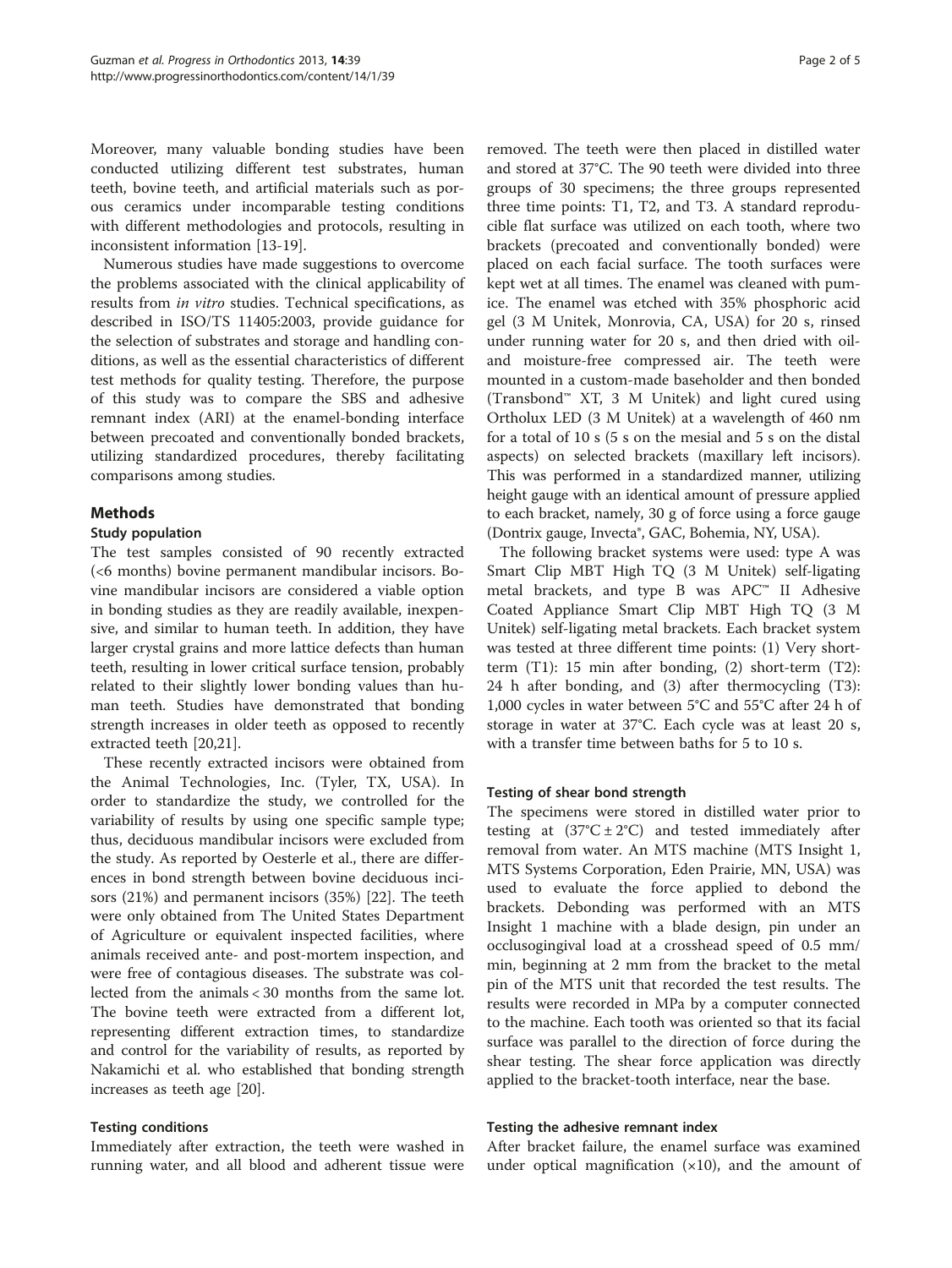Moreover, many valuable bonding studies have been conducted utilizing different test substrates, human teeth, bovine teeth, and artificial materials such as porous ceramics under incomparable testing conditions with different methodologies and protocols, resulting in inconsistent information [13-19].

Numerous studies have made suggestions to overcome the problems associated with the clinical applicability of results from *in vitro* studies. Technical specifications, as described in ISO/TS 11405:2003, provide guidance for the selection of substrates and storage and handling conditions, as well as the essential characteristics of different test methods for quality testing. Therefore, the purpose of this study was to compare the SBS and adhesive remnant index (ARI) at the enamel-bonding interface between precoated and conventionally bonded brackets, utilizing standardized procedures, thereby facilitating comparisons among studies.

## Methods

### Study population

The test samples consisted of 90 recently extracted (<6 months) bovine permanent mandibular incisors. Bovine mandibular incisors are considered a viable option in bonding studies as they are readily available, inexpensive, and similar to human teeth. In addition, they have larger crystal grains and more lattice defects than human teeth, resulting in lower critical surface tension, probably related to their slightly lower bonding values than human teeth. Studies have demonstrated that bonding strength increases in older teeth as opposed to recently extracted teeth [20,21].

These recently extracted incisors were obtained from the Animal Technologies, Inc. (Tyler, TX, USA). In order to standardize the study, we controlled for the variability of results by using one specific sample type; thus, deciduous mandibular incisors were excluded from the study. As reported by Oesterle et al., there are differences in bond strength between bovine deciduous incisors (21%) and permanent incisors (35%) [22]. The teeth were only obtained from The United States Department of Agriculture or equivalent inspected facilities, where animals received ante- and post-mortem inspection, and were free of contagious diseases. The substrate was collected from the animals < 30 months from the same lot. The bovine teeth were extracted from a different lot, representing different extraction times, to standardize and control for the variability of results, as reported by Nakamichi et al. who established that bonding strength increases as teeth age [20].

### Testing conditions

Immediately after extraction, the teeth were washed in running water, and all blood and adherent tissue were removed. The teeth were then placed in distilled water and stored at 37°C. The 90 teeth were divided into three groups of 30 specimens; the three groups represented three time points: T1, T2, and T3. A standard reproducible flat surface was utilized on each tooth, where two brackets (precoated and conventionally bonded) were placed on each facial surface. The tooth surfaces were kept wet at all times. The enamel was cleaned with pumice. The enamel was etched with 35% phosphoric acid gel (3 M Unitek, Monrovia, CA, USA) for 20 s, rinsed under running water for 20 s, and then dried with oil- and moisture-free compressed air. The teeth were mounted in a custom-made baseholder and then bonded (Transbond™ XT, 3 M Unitek) and light cured using Ortholux LED (3 M Unitek) at a wavelength of 460 nm for a total of 10 s (5 s on the mesial and 5 s on the distal aspects) on selected brackets (maxillary left incisors). This was performed in a standardized manner, utilizing height gauge with an identical amount of pressure applied to each bracket, namely, 30 g of force using a force gauge (Dontrix gauge, Invecta®, GAC, Bohemia, NY, USA).

The following bracket systems were used: type A was Smart Clip MBT High TQ (3 M Unitek) self-ligating metal brackets, and type B was APC™ II Adhesive Coated Appliance Smart Clip MBT High TQ (3 M Unitek) self-ligating metal brackets. Each bracket system was tested at three different time points: (1) Very short-term (T1): 15 min after bonding, (2) short-term (T2): 24 h after bonding, and (3) after thermocycling (T3): 1,000 cycles in water between 5°C and 55°C after 24 h of storage in water at 37°C. Each cycle was at least 20 s, with a transfer time between baths for 5 to 10 s.

### Testing of shear bond strength

The specimens were stored in distilled water prior to testing at (37°C ± 2°C) and tested immediately after removal from water. An MTS machine (MTS Insight 1, MTS Systems Corporation, Eden Prairie, MN, USA) was used to evaluate the force applied to debond the brackets. Debonding was performed with an MTS Insight 1 machine with a blade design, pin under an occlusogingival load at a crosshead speed of 0.5 mm/min, beginning at 2 mm from the bracket to the metal pin of the MTS unit that recorded the test results. The results were recorded in MPa by a computer connected to the machine. Each tooth was oriented so that its facial surface was parallel to the direction of force during the shear testing. The shear force application was directly applied to the bracket-tooth interface, near the base.

### Testing the adhesive remnant index

After bracket failure, the enamel surface was examined under optical magnification (×10), and the amount of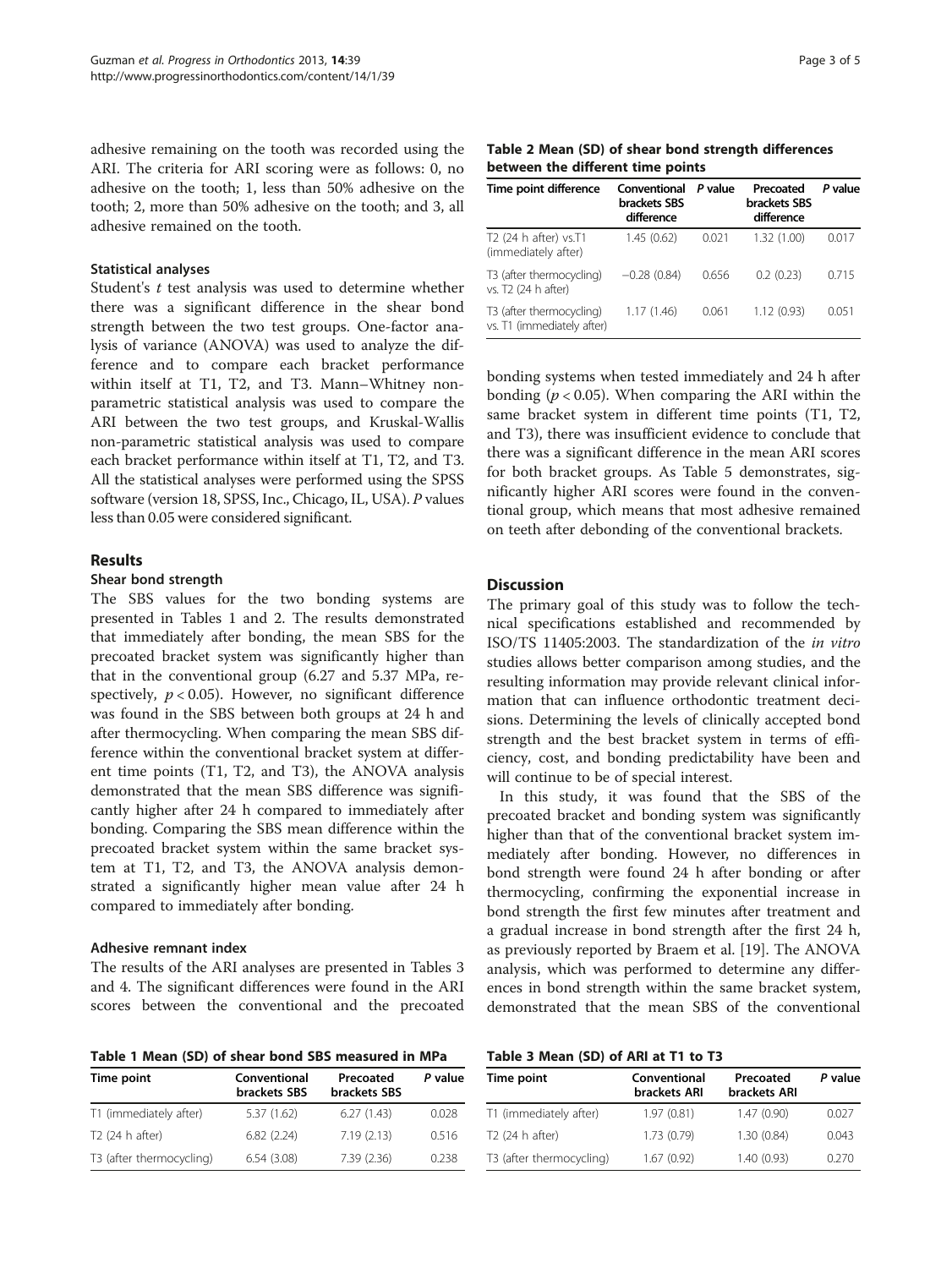adhesive remaining on the tooth was recorded using the ARI. The criteria for ARI scoring were as follows: 0, no adhesive on the tooth; 1, less than 50% adhesive on the tooth; 2, more than 50% adhesive on the tooth; and 3, all adhesive remained on the tooth.

### Statistical analyses

Student's *t* test analysis was used to determine whether there was a significant difference in the shear bond strength between the two test groups. One-factor analysis of variance (ANOVA) was used to analyze the difference and to compare each bracket performance within itself at T1, T2, and T3. Mann–Whitney nonparametric statistical analysis was used to compare the ARI between the two test groups, and Kruskal-Wallis non-parametric statistical analysis was used to compare each bracket performance within itself at T1, T2, and T3. All the statistical analyses were performed using the SPSS software (version 18, SPSS, Inc., Chicago, IL, USA). *P* values less than 0.05 were considered significant.

## Results

### Shear bond strength

The SBS values for the two bonding systems are presented in Tables 1 and 2. The results demonstrated that immediately after bonding, the mean SBS for the precoated bracket system was significantly higher than that in the conventional group (6.27 and 5.37 MPa, respectively, $p < 0.05$). However, no significant difference was found in the SBS between both groups at 24 h and after thermocycling. When comparing the mean SBS difference within the conventional bracket system at different time points (T1, T2, and T3), the ANOVA analysis demonstrated that the mean SBS difference was significantly higher after 24 h compared to immediately after bonding. Comparing the SBS mean difference within the precoated bracket system within the same bracket system at T1, T2, and T3, the ANOVA analysis demonstrated a significantly higher mean value after 24 h compared to immediately after bonding.

### Adhesive remnant index

The results of the ARI analyses are presented in Tables 3 and 4. The significant differences were found in the ARI scores between the conventional and the precoated bonding systems when tested immediately and 24 h after bonding ($p < 0.05$). When comparing the ARI within the same bracket system in different time points (T1, T2, and T3), there was insufficient evidence to conclude that there was a significant difference in the mean ARI scores for both bracket groups. As Table 5 demonstrates, significantly higher ARI scores were found in the conventional group, which means that most adhesive remained on teeth after debonding of the conventional brackets.

**Table 1 Mean (SD) of shear bond SBS measured in MPa**

| Time point | Conventional brackets SBS | Precoated brackets SBS | *P* value |
|---|---|---|---|
| T1 (immediately after) | 5.37 (1.62) | 6.27 (1.43) | 0.028 |
| T2 (24 h after) | 6.82 (2.24) | 7.19 (2.13) | 0.516 |
| T3 (after thermocycling) | 6.54 (3.08) | 7.39 (2.36) | 0.238 |

**Table 2 Mean (SD) of shear bond strength differences between the different time points**

| Time point difference | Conventional brackets SBS difference | *P* value | Precoated brackets SBS difference | *P* value |
|---|---|---|---|---|
| T2 (24 h after) vs.T1 (immediately after) | 1.45 (0.62) | 0.021 | 1.32 (1.00) | 0.017 |
| T3 (after thermocycling) vs. T2 (24 h after) | −0.28 (0.84) | 0.656 | 0.2 (0.23) | 0.715 |
| T3 (after thermocycling) vs. T1 (immediately after) | 1.17 (1.46) | 0.061 | 1.12 (0.93) | 0.051 |

## Discussion

The primary goal of this study was to follow the technical specifications established and recommended by ISO/TS 11405:2003. The standardization of the *in vitro* studies allows better comparison among studies, and the resulting information may provide relevant clinical information that can influence orthodontic treatment decisions. Determining the levels of clinically accepted bond strength and the best bracket system in terms of efficiency, cost, and bonding predictability have been and will continue to be of special interest.

In this study, it was found that the SBS of the precoated bracket and bonding system was significantly higher than that of the conventional bracket system immediately after bonding. However, no differences in bond strength were found 24 h after bonding or after thermocycling, confirming the exponential increase in bond strength the first few minutes after treatment and a gradual increase in bond strength after the first 24 h, as previously reported by Braem et al. [19]. The ANOVA analysis, which was performed to determine any differences in bond strength within the same bracket system, demonstrated that the mean SBS of the conventional

**Table 3 Mean (SD) of ARI at T1 to T3**

| Time point | Conventional brackets ARI | Precoated brackets ARI | *P* value |
|---|---|---|---|
| T1 (immediately after) | 1.97 (0.81) | 1.47 (0.90) | 0.027 |
| T2 (24 h after) | 1.73 (0.79) | 1.30 (0.84) | 0.043 |
| T3 (after thermocycling) | 1.67 (0.92) | 1.40 (0.93) | 0.270 |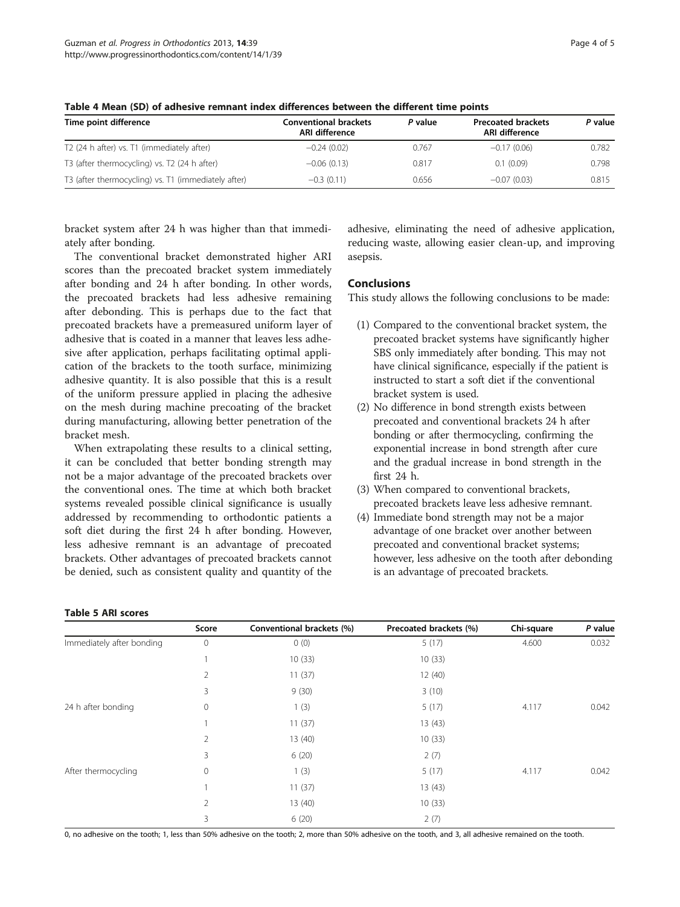**Table 4 Mean (SD) of adhesive remnant index differences between the different time points**

| Time point difference | Conventional brackets ARI difference | *P* value | Precoated brackets ARI difference | *P* value |
|---|---|---|---|---|
| T2 (24 h after) vs. T1 (immediately after) | −0.24 (0.02) | 0.767 | −0.17 (0.06) | 0.782 |
| T3 (after thermocycling) vs. T2 (24 h after) | −0.06 (0.13) | 0.817 | 0.1 (0.09) | 0.798 |
| T3 (after thermocycling) vs. T1 (immediately after) | −0.3 (0.11) | 0.656 | −0.07 (0.03) | 0.815 |

bracket system after 24 h was higher than that immediately after bonding.

The conventional bracket demonstrated higher ARI scores than the precoated bracket system immediately after bonding and 24 h after bonding. In other words, the precoated brackets had less adhesive remaining after debonding. This is perhaps due to the fact that precoated brackets have a premeasured uniform layer of adhesive that is coated in a manner that leaves less adhesive after application, perhaps facilitating optimal application of the brackets to the tooth surface, minimizing adhesive quantity. It is also possible that this is a result of the uniform pressure applied in placing the adhesive on the mesh during machine precoating of the bracket during manufacturing, allowing better penetration of the bracket mesh.

When extrapolating these results to a clinical setting, it can be concluded that better bonding strength may not be a major advantage of the precoated brackets over the conventional ones. The time at which both bracket systems revealed possible clinical significance is usually addressed by recommending to orthodontic patients a soft diet during the first 24 h after bonding. However, less adhesive remnant is an advantage of precoated brackets. Other advantages of precoated brackets cannot be denied, such as consistent quality and quantity of the adhesive, eliminating the need of adhesive application, reducing waste, allowing easier clean-up, and improving asepsis.

## Conclusions

This study allows the following conclusions to be made:

(1) Compared to the conventional bracket system, the precoated bracket systems have significantly higher SBS only immediately after bonding. This may not have clinical significance, especially if the patient is instructed to start a soft diet if the conventional bracket system is used.

(2) No difference in bond strength exists between precoated and conventional brackets 24 h after bonding or after thermocycling, confirming the exponential increase in bond strength after cure and the gradual increase in bond strength in the first 24 h.

(3) When compared to conventional brackets, precoated brackets leave less adhesive remnant.

(4) Immediate bond strength may not be a major advantage of one bracket over another between precoated and conventional bracket systems; however, less adhesive on the tooth after debonding is an advantage of precoated brackets.

**Table 5 ARI scores**

| | Score | Conventional brackets (%) | Precoated brackets (%) | Chi-square | *P* value |
|---|---|---|---|---|---|
| Immediately after bonding | 0 | 0 (0) | 5 (17) | 4.600 | 0.032 |
| | 1 | 10 (33) | 10 (33) | | |
| | 2 | 11 (37) | 12 (40) | | |
| | 3 | 9 (30) | 3 (10) | | |
| 24 h after bonding | 0 | 1 (3) | 5 (17) | 4.117 | 0.042 |
| | 1 | 11 (37) | 13 (43) | | |
| | 2 | 13 (40) | 10 (33) | | |
| | 3 | 6 (20) | 2 (7) | | |
| After thermocycling | 0 | 1 (3) | 5 (17) | 4.117 | 0.042 |
| | 1 | 11 (37) | 13 (43) | | |
| | 2 | 13 (40) | 10 (33) | | |
| | 3 | 6 (20) | 2 (7) | | |

0, no adhesive on the tooth; 1, less than 50% adhesive on the tooth; 2, more than 50% adhesive on the tooth, and 3, all adhesive remained on the tooth.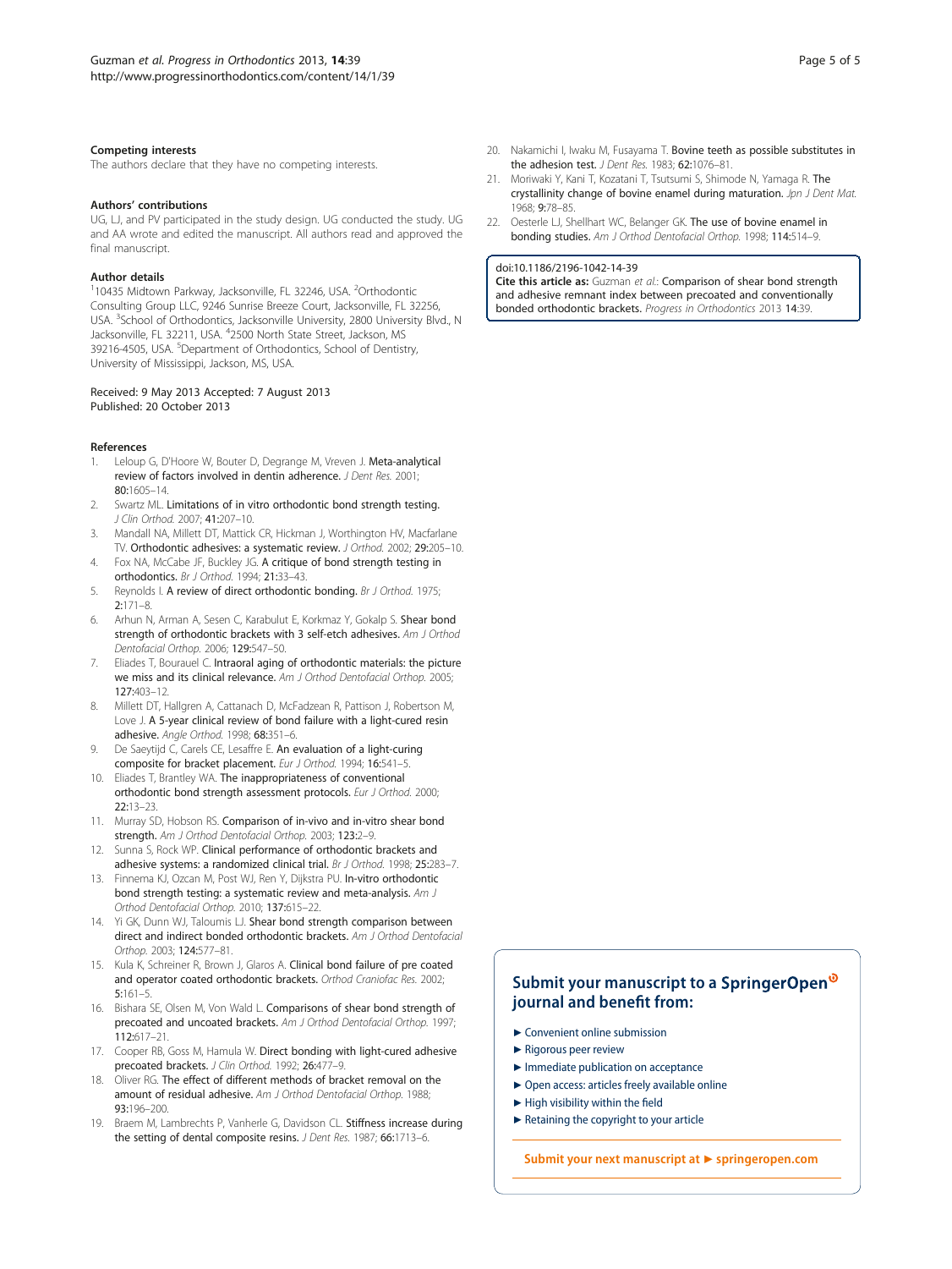### Competing interests

The authors declare that they have no competing interests.

### Authors' contributions

UG, LJ, and PV participated in the study design. UG conducted the study. UG and AA wrote and edited the manuscript. All authors read and approved the final manuscript.

### Author details

[1]10435 Midtown Parkway, Jacksonville, FL 32246, USA. [2]Orthodontic Consulting Group LLC, 9246 Sunrise Breeze Court, Jacksonville, FL 32256, USA. [3]School of Orthodontics, Jacksonville University, 2800 University Blvd., N Jacksonville, FL 32211, USA. [4]2500 North State Street, Jackson, MS 39216-4505, USA. [5]Department of Orthodontics, School of Dentistry, University of Mississippi, Jackson, MS, USA.

Received: 9 May 2013 Accepted: 7 August 2013
Published: 20 October 2013

### References

1. Leloup G, D'Hoore W, Bouter D, Degrange M, Vreven J. **Meta-analytical review of factors involved in dentin adherence.** *J Dent Res.* 2001; **80**:1605–14.
2. Swartz ML. **Limitations of in vitro orthodontic bond strength testing.** *J Clin Orthod.* 2007; **41**:207–10.
3. Mandall NA, Millett DT, Mattick CR, Hickman J, Worthington HV, Macfarlane TV. **Orthodontic adhesives: a systematic review.** *J Orthod.* 2002; **29**:205–10.
4. Fox NA, McCabe JF, Buckley JG. **A critique of bond strength testing in orthodontics.** *Br J Orthod.* 1994; **21**:33–43.
5. Reynolds I. **A review of direct orthodontic bonding.** *Br J Orthod.* 1975; **2**:171–8.
6. Arhun N, Arman A, Sesen C, Karabulut E, Korkmaz Y, Gokalp S. **Shear bond strength of orthodontic brackets with 3 self-etch adhesives.** *Am J Orthod Dentofacial Orthop.* 2006; **129**:547–50.
7. Eliades T, Bourauel C. **Intraoral aging of orthodontic materials: the picture we miss and its clinical relevance.** *Am J Orthod Dentofacial Orthop.* 2005; **127**:403–12.
8. Millett DT, Hallgren A, Cattanach D, McFadzean R, Pattison J, Robertson M, Love J. **A 5-year clinical review of bond failure with a light-cured resin adhesive.** *Angle Orthod.* 1998; **68**:351–6.
9. De Saeytijd C, Carels CE, Lesaffre E. **An evaluation of a light-curing composite for bracket placement.** *Eur J Orthod.* 1994; **16**:541–5.
10. Eliades T, Brantley WA. **The inappropriateness of conventional orthodontic bond strength assessment protocols.** *Eur J Orthod.* 2000; **22**:13–23.
11. Murray SD, Hobson RS. **Comparison of in-vivo and in-vitro shear bond strength.** *Am J Orthod Dentofacial Orthop.* 2003; **123**:2–9.
12. Sunna S, Rock WP. **Clinical performance of orthodontic brackets and adhesive systems: a randomized clinical trial.** *Br J Orthod.* 1998; **25**:283–7.
13. Finnema KJ, Ozcan M, Post WJ, Ren Y, Dijkstra PU. **In-vitro orthodontic bond strength testing: a systematic review and meta-analysis.** *Am J Orthod Dentofacial Orthop.* 2010; **137**:615–22.
14. Yi GK, Dunn WJ, Taloumis LJ. **Shear bond strength comparison between direct and indirect bonded orthodontic brackets.** *Am J Orthod Dentofacial Orthop.* 2003; **124**:577–81.
15. Kula K, Schreiner R, Brown J, Glaros A. **Clinical bond failure of pre coated and operator coated orthodontic brackets.** *Orthod Craniofac Res.* 2002; **5**:161–5.
16. Bishara SE, Olsen M, Von Wald L. **Comparisons of shear bond strength of precoated and uncoated brackets.** *Am J Orthod Dentofacial Orthop.* 1997; **112**:617–21.
17. Cooper RB, Goss M, Hamula W. **Direct bonding with light-cured adhesive precoated brackets.** *J Clin Orthod.* 1992; **26**:477–9.
18. Oliver RG. **The effect of different methods of bracket removal on the amount of residual adhesive.** *Am J Orthod Dentofacial Orthop.* 1988; **93**:196–200.
19. Braem M, Lambrechts P, Vanherle G, Davidson CL. **Stiffness increase during the setting of dental composite resins.** *J Dent Res.* 1987; **66**:1713–6.
20. Nakamichi I, Iwaku M, Fusayama T. **Bovine teeth as possible substitutes in the adhesion test.** *J Dent Res.* 1983; **62**:1076–81.
21. Moriwaki Y, Kani T, Kozatani T, Tsutsumi S, Shimode N, Yamaga R. **The crystallinity change of bovine enamel during maturation.** *Jpn J Dent Mat.* 1968; **9**:78–85.
22. Oesterle LJ, Shellhart WC, Belanger GK. **The use of bovine enamel in bonding studies.** *Am J Orthod Dentofacial Orthop.* 1998; **114**:514–9.

doi:10.1186/2196-1042-14-39
**Cite this article as:** Guzman *et al.*: Comparison of shear bond strength and adhesive remnant index between precoated and conventionally bonded orthodontic brackets. *Progress in Orthodontics* 2013 **14**:39.

**Submit your manuscript to a SpringerOpen journal and benefit from:**

- ► Convenient online submission
- ► Rigorous peer review
- ► Immediate publication on acceptance
- ► Open access: articles freely available online
- ► High visibility within the field
- ► Retaining the copyright to your article

**Submit your next manuscript at ► springeropen.com**